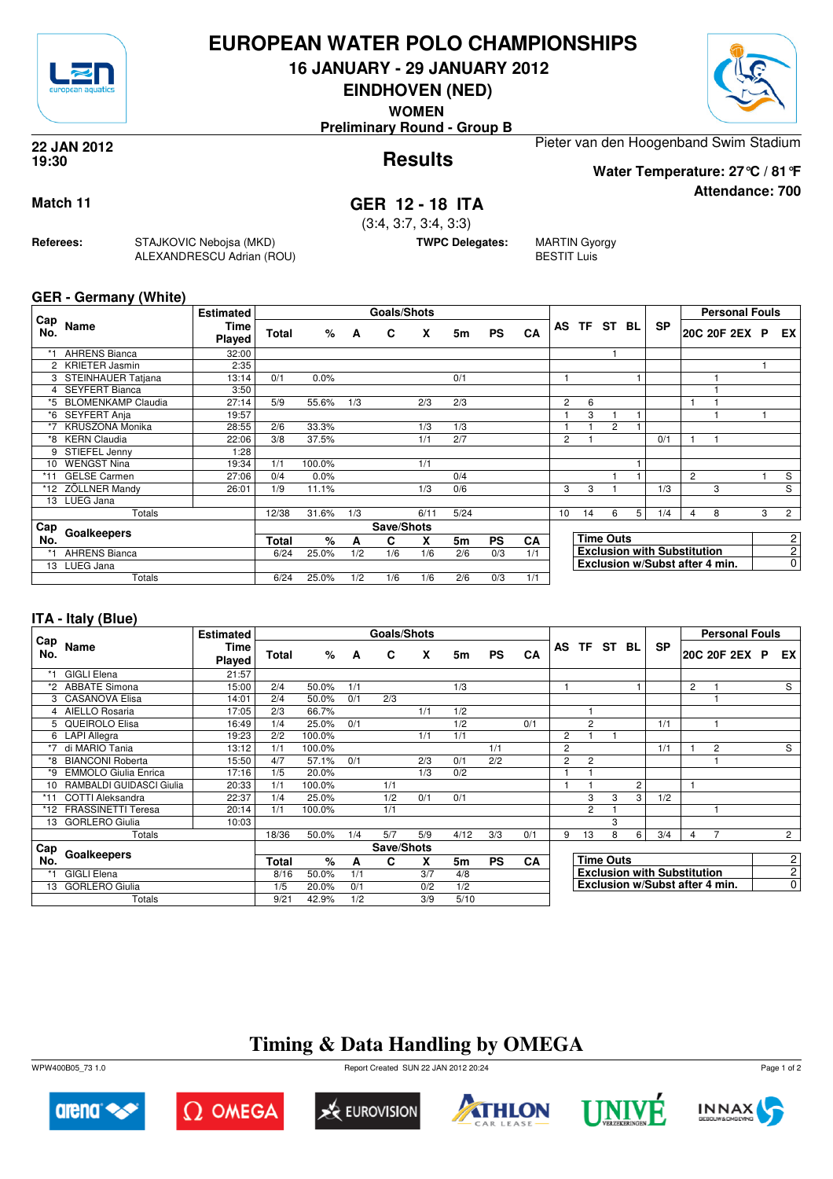# EUROPEAN WATER POLO CHAMPIONSHIPS

## 16 JANUARY - 29 JANUARY 2012

## EINDHOVEN (NED)

**WOMEN**

**Preliminary Round - Group B**

**22 JAN 2012**
**19:30**

## Results

Pieter van den Hoogenband Swim Stadium

**Water Temperature: 27°C / 81°F**

**Attendance: 700**

**Match 11**

## GER 12 - 18 ITA

(3:4, 3:7, 3:4, 3:3)

**Referees:** STAJKOVIC Nebojsa (MKD), ALEXANDRESCU Adrian (ROU)

**TWPC Delegates:** MARTIN Gyorgy, BESTIT Luis

### GER - Germany (White)

| Cap No. | Name | Estimated Time Played | Total | % | A | C | X | 5m | PS | CA | AS | TF | ST | BL | SP | 20C | 20F | 2EX | P | EX |
|---|---|---|---|---|---|---|---|---|---|---|---|---|---|---|---|---|---|---|---|---|
| *1 | AHRENS Bianca | 32:00 | | | | | | | | | | | 1 | | | | | | | |
| 2 | KRIETER Jasmin | 2:35 | | | | | | | | | | | | | | | | | 1 | |
| 3 | STEINHAUER Tatjana | 13:14 | 0/1 | 0.0% | | | | 0/1 | | | 1 | | | 1 | | | 1 | | | |
| 4 | SEYFERT Bianca | 3:50 | | | | | | | | | | | | | | | 1 | | | |
| *5 | BLOMENKAMP Claudia | 27:14 | 5/9 | 55.6% | 1/3 | | 2/3 | 2/3 | | | 2 | 6 | | | | 1 | 1 | | | |
| *6 | SEYFERT Anja | 19:57 | | | | | | | | | 1 | 3 | 1 | 1 | | | 1 | | 1 | |
| *7 | KRUSZONA Monika | 28:55 | 2/6 | 33.3% | | | 1/3 | 1/3 | | | 1 | 1 | 2 | 1 | | | | | | |
| *8 | KERN Claudia | 22:06 | 3/8 | 37.5% | | | 1/1 | 2/7 | | | 2 | 1 | | | 0/1 | 1 | 1 | | | |
| 9 | STIEFEL Jenny | 1:28 | | | | | | | | | | | | | | | | | | |
| 10 | WENGST Nina | 19:34 | 1/1 | 100.0% | | | 1/1 | | | | | | | 1 | | | | | | |
| *11 | GELSE Carmen | 27:06 | 0/4 | 0.0% | | | | 0/4 | | | | | 1 | 1 | | 2 | | | 1 | S |
| *12 | ZÖLLNER Mandy | 26:01 | 1/9 | 11.1% | | | 1/3 | 0/6 | | | 3 | 3 | 1 | | 1/3 | | 3 | | | S |
| 13 | LUEG Jana | | | | | | | | | | | | | | | | | | | |
| | Totals | | 12/38 | 31.6% | 1/3 | | 6/11 | 5/24 | | | 10 | 14 | 6 | 5 | 1/4 | 4 | 8 | | 3 | 2 |

| Cap No. | Goalkeepers | Total | % | A | C | X | 5m | PS | CA |
|---|---|---|---|---|---|---|---|---|---|
| *1 | AHRENS Bianca | 6/24 | 25.0% | 1/2 | 1/6 | 1/6 | 2/6 | 0/3 | 1/1 |
| 13 | LUEG Jana | | | | | | | | |
| | Totals | 6/24 | 25.0% | 1/2 | 1/6 | 1/6 | 2/6 | 0/3 | 1/1 |

| | |
|---|---|
| Time Outs | 2 |
| Exclusion with Substitution | 2 |
| Exclusion w/Subst after 4 min. | 0 |

### ITA - Italy (Blue)

| Cap No. | Name | Estimated Time Played | Total | % | A | C | X | 5m | PS | CA | AS | TF | ST | BL | SP | 20C | 20F | 2EX | P | EX |
|---|---|---|---|---|---|---|---|---|---|---|---|---|---|---|---|---|---|---|---|---|
| *1 | GIGLI Elena | 21:57 | | | | | | | | | | | | | | | | | | |
| *2 | ABBATE Simona | 15:00 | 2/4 | 50.0% | 1/1 | | | 1/3 | | | 1 | | | 1 | | 2 | 1 | | | S |
| 3 | CASANOVA Elisa | 14:01 | 2/4 | 50.0% | 0/1 | 2/3 | | | | | | | | | | | 1 | | | |
| 4 | AIELLO Rosaria | 17:05 | 2/3 | 66.7% | | | 1/1 | 1/2 | | | | 1 | | | | | | | | |
| 5 | QUEIROLO Elisa | 16:49 | 1/4 | 25.0% | 0/1 | | | 1/2 | | 0/1 | | 2 | | | 1/1 | | 1 | | | |
| 6 | LAPI Allegra | 19:23 | 2/2 | 100.0% | | | 1/1 | 1/1 | | | 2 | 1 | 1 | | | | | | | |
| *7 | di MARIO Tania | 13:12 | 1/1 | 100.0% | | | | | 1/1 | | 2 | | | | 1/1 | 1 | 2 | | | S |
| *8 | BIANCONI Roberta | 15:50 | 4/7 | 57.1% | 0/1 | | 2/3 | 0/1 | 2/2 | | 2 | 2 | | | | | 1 | | | |
| *9 | EMMOLO Giulia Enrica | 17:16 | 1/5 | 20.0% | | | 1/3 | 0/2 | | | 1 | 1 | | | | | | | | |
| 10 | RAMBALDI GUIDASCI Giulia | 20:33 | 1/1 | 100.0% | | 1/1 | | | | | 1 | 1 | | 2 | | 1 | | | | |
| *11 | COTTI Aleksandra | 22:37 | 1/4 | 25.0% | | 1/2 | 0/1 | 0/1 | | | | 3 | 3 | 3 | 1/2 | | | | | |
| *12 | FRASSINETTI Teresa | 20:14 | 1/1 | 100.0% | | 1/1 | | | | | | 2 | 1 | | | | 1 | | | |
| 13 | GORLERO Giulia | 10:03 | | | | | | | | | | | 3 | | | | | | | |
| | Totals | | 18/36 | 50.0% | 1/4 | 5/7 | 5/9 | 4/12 | 3/3 | 0/1 | 9 | 13 | 8 | 6 | 3/4 | 4 | 7 | | | 2 |

| Cap No. | Goalkeepers | Total | % | A | C | X | 5m | PS | CA |
|---|---|---|---|---|---|---|---|---|---|
| *1 | GIGLI Elena | 8/16 | 50.0% | 1/1 | | 3/7 | 4/8 | | |
| 13 | GORLERO Giulia | 1/5 | 20.0% | 0/1 | | 0/2 | 1/2 | | |
| | Totals | 9/21 | 42.9% | 1/2 | | 3/9 | 5/10 | | |

| | |
|---|---|
| Time Outs | 2 |
| Exclusion with Substitution | 2 |
| Exclusion w/Subst after 4 min. | 0 |

## Timing & Data Handling by OMEGA

WPW400B05_73 1.0 — Report Created SUN 22 JAN 2012 20:24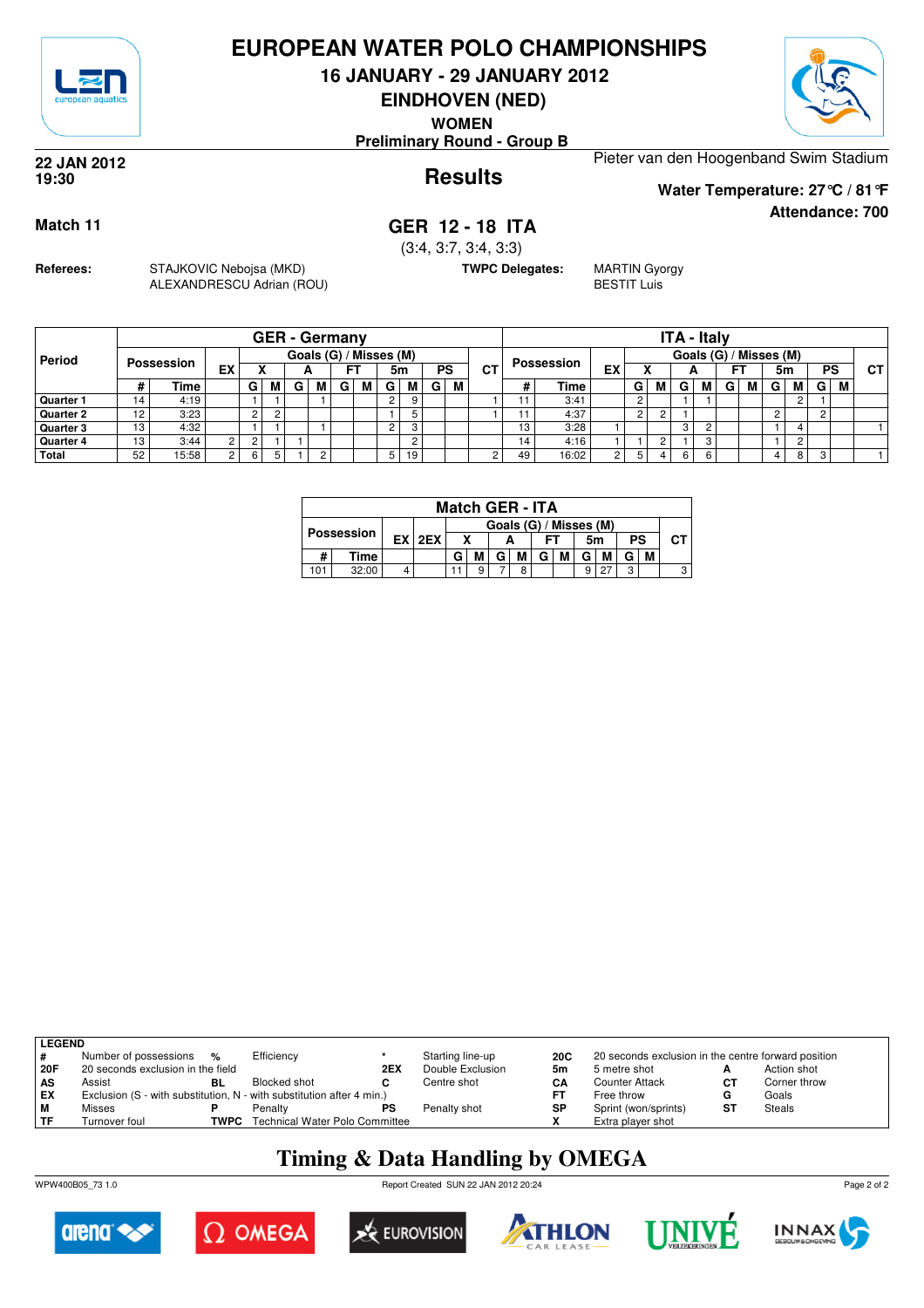# EUROPEAN WATER POLO CHAMPIONSHIPS

## 16 JANUARY - 29 JANUARY 2012

## EINDHOVEN (NED)

**WOMEN**

**Preliminary Round - Group B**

**22 JAN 2012**
**19:30**

## Results

Pieter van den Hoogenband Swim Stadium

**Water Temperature: 27°C / 81°F**

**Attendance: 700**

**Match 11**

## GER 12 - 18 ITA

(3:4, 3:7, 3:4, 3:3)

**Referees:** STAJKOVIC Nebojsa (MKD), ALEXANDRESCU Adrian (ROU)

**TWPC Delegates:** MARTIN Gyorgy, BESTIT Luis

| Period | GER - Germany | | | | | | | | | | | | | | ITA - Italy | | | | | | | | | | | | | |
|---|---|---|---|---|---|---|---|---|---|---|---|---|---|---|---|---|---|---|---|---|---|---|---|---|---|---|---|---|
| | Possession | | EX | Goals (G) / Misses (M) | | | | | | | | | | CT | Possession | | EX | Goals (G) / Misses (M) | | | | | | | | | | CT |
| | | | | X | | A | | FT | | 5m | | PS | | | | | | X | | A | | FT | | 5m | | PS | | |
| | # | Time | | G | M | G | M | G | M | G | M | G | M | | # | Time | | G | M | G | M | G | M | G | M | G | M | |
| Quarter 1 | 14 | 4:19 | | 1 | 1 | | 1 | | | 2 | 9 | | | 1 | 11 | 3:41 | | 2 | | 1 | 1 | | | | 2 | 1 | | |
| Quarter 2 | 12 | 3:23 | | 2 | 2 | | | | | 1 | 5 | | | 1 | 11 | 4:37 | | 2 | 2 | 1 | | | | 2 | | 2 | | |
| Quarter 3 | 13 | 4:32 | | 1 | 1 | | 1 | | | 2 | 3 | | | | 13 | 3:28 | 1 | | | 3 | 2 | | | 1 | 4 | | | 1 |
| Quarter 4 | 13 | 3:44 | 2 | 2 | 1 | 1 | | | | | 2 | | | | 14 | 4:16 | 1 | 1 | 2 | 1 | 3 | | | 1 | 2 | | | |
| Total | 52 | 15:58 | 2 | 6 | 5 | 1 | 2 | | | 5 | 19 | | | 2 | 49 | 16:02 | 2 | 5 | 4 | 6 | 6 | | | 4 | 8 | 3 | | 1 |

| Match GER - ITA | | | | | | | | | | | | | | |
|---|---|---|---|---|---|---|---|---|---|---|---|---|---|---|
| Possession | | EX | 2EX | Goals (G) / Misses (M) | | | | | | | | | | CT |
| | | | | X | | A | | FT | | 5m | | PS | | |
| # | Time | | | G | M | G | M | G | M | G | M | G | M | |
| 101 | 32:00 | 4 | | 11 | 9 | 7 | 8 | | | 9 | 27 | 3 | | 3 |

**LEGEND**

| | | | | | | | |
|---|---|---|---|---|---|---|---|
| # | Number of possessions | % | Efficiency | * | Starting line-up | 20C | 20 seconds exclusion in the centre forward position |
| 20F | 20 seconds exclusion in the field | | | 2EX | Double Exclusion | 5m | 5 metre shot |
| AS | Assist | BL | Blocked shot | C | Centre shot | CA | Counter Attack |
| EX | Exclusion (S - with substitution, N - with substitution after 4 min.) | | | | | FT | Free throw |
| M | Misses | P | Penalty | PS | Penalty shot | SP | Sprint (won/sprints) |
| TF | Turnover foul | TWPC | Technical Water Polo Committee | | | X | Extra player shot |
| A | Action shot | CT | Corner throw | G | Goals | ST | Steals |

## Timing & Data Handling by OMEGA

WPW400B05_73 1.0 Report Created SUN 22 JAN 2012 20:24